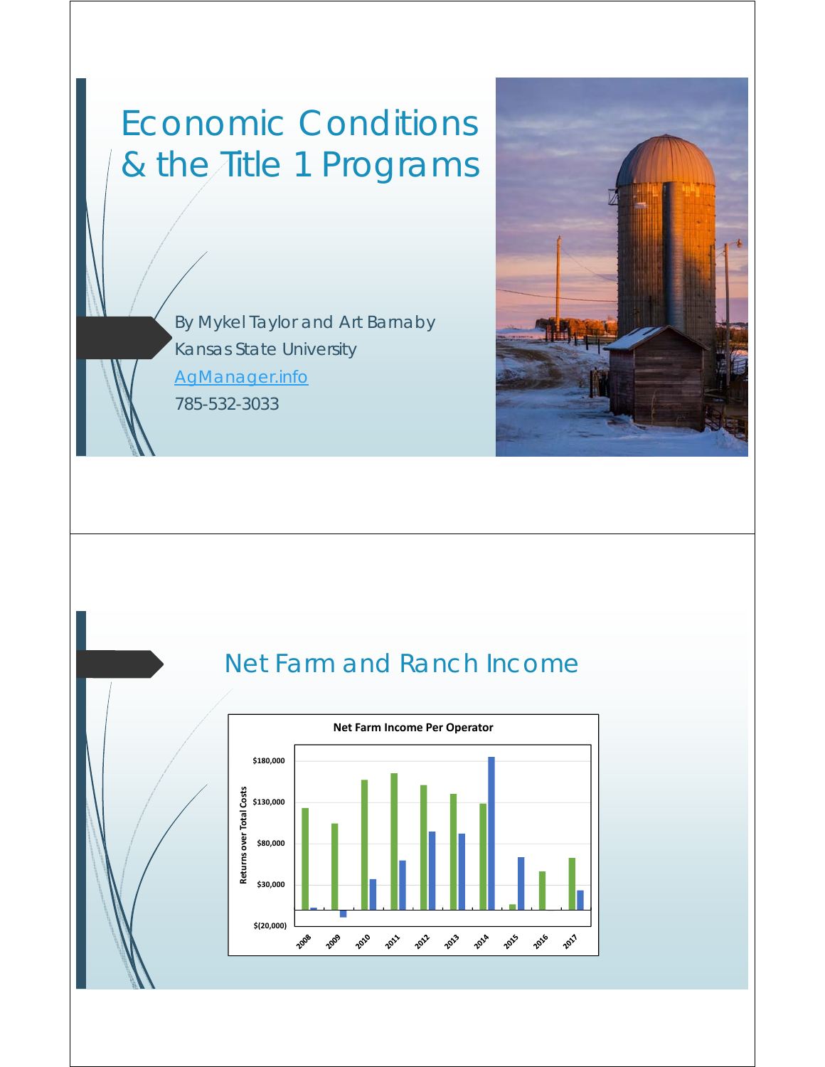# Economic Conditions & the Title 1 Programs

By Mykel Taylor and Art Barnaby
Kansas State University
AgManager.info
785-532-3033

## Net Farm and Ranch Income

**Net Farm Income Per Operator**

Returns over Total Costs

$180,000
$130,000
$80,000
$30,000
$(20,000)

2008 2009 2010 2011 2012 2013 2014 2015 2016 2017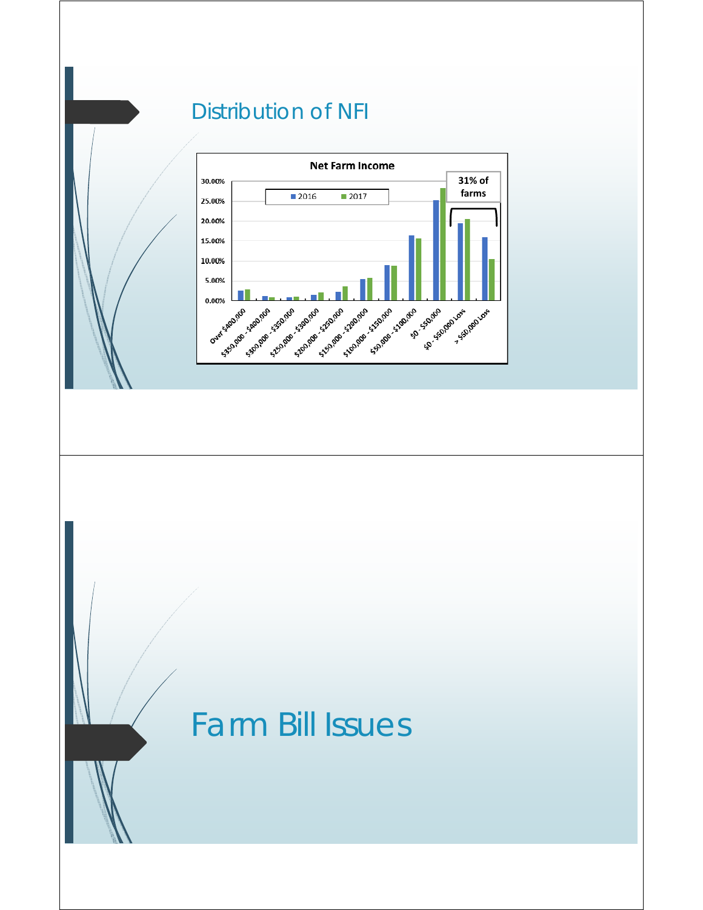## Distribution of NFI

**Net Farm Income**

| | 2016 | 2017 |
|---|---|---|
| Over $400,000 | | |
| $350,000 - $400,000 | | |
| $300,000 - $350,000 | | |
| $250,000 - $300,000 | | |
| $200,000 - $250,000 | | |
| $150,000 - $200,000 | | |
| $100,000 - $150,000 | | |
| $50,000 - $100,000 | | |
| $0 - $50,000 | | |
| $0 - $50,000 Loss | | |
| > $50,000 Loss | | |

31% of farms

## Farm Bill Issues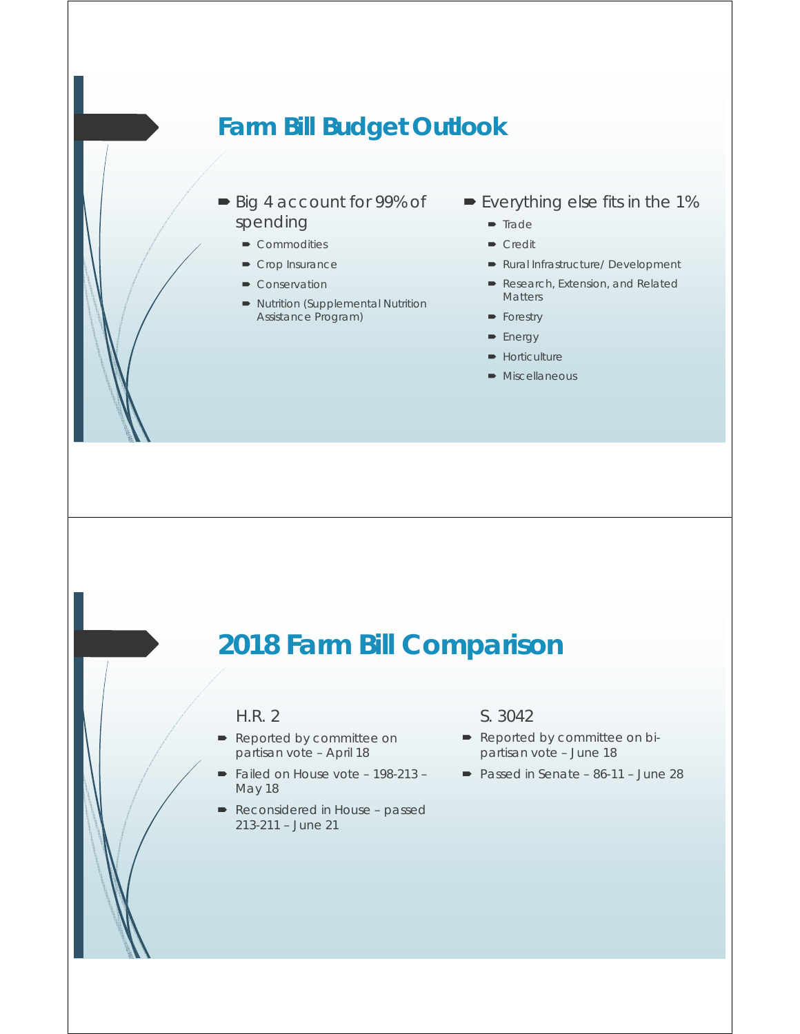## Farm Bill Budget Outlook

- Big 4 account for 99% of spending
  - Commodities
  - Crop Insurance
  - Conservation
  - Nutrition (Supplemental Nutrition Assistance Program)
- Everything else fits in the 1%
  - Trade
  - Credit
  - Rural Infrastructure/ Development
  - Research, Extension, and Related Matters
  - Forestry
  - Energy
  - Horticulture
  - Miscellaneous

## 2018 Farm Bill Comparison

### H.R. 2

- Reported by committee on partisan vote – April 18
- Failed on House vote – 198-213 – May 18
- Reconsidered in House – passed 213-211 – June 21

### S. 3042

- Reported by committee on bi-partisan vote – June 18
- Passed in Senate – 86-11 – June 28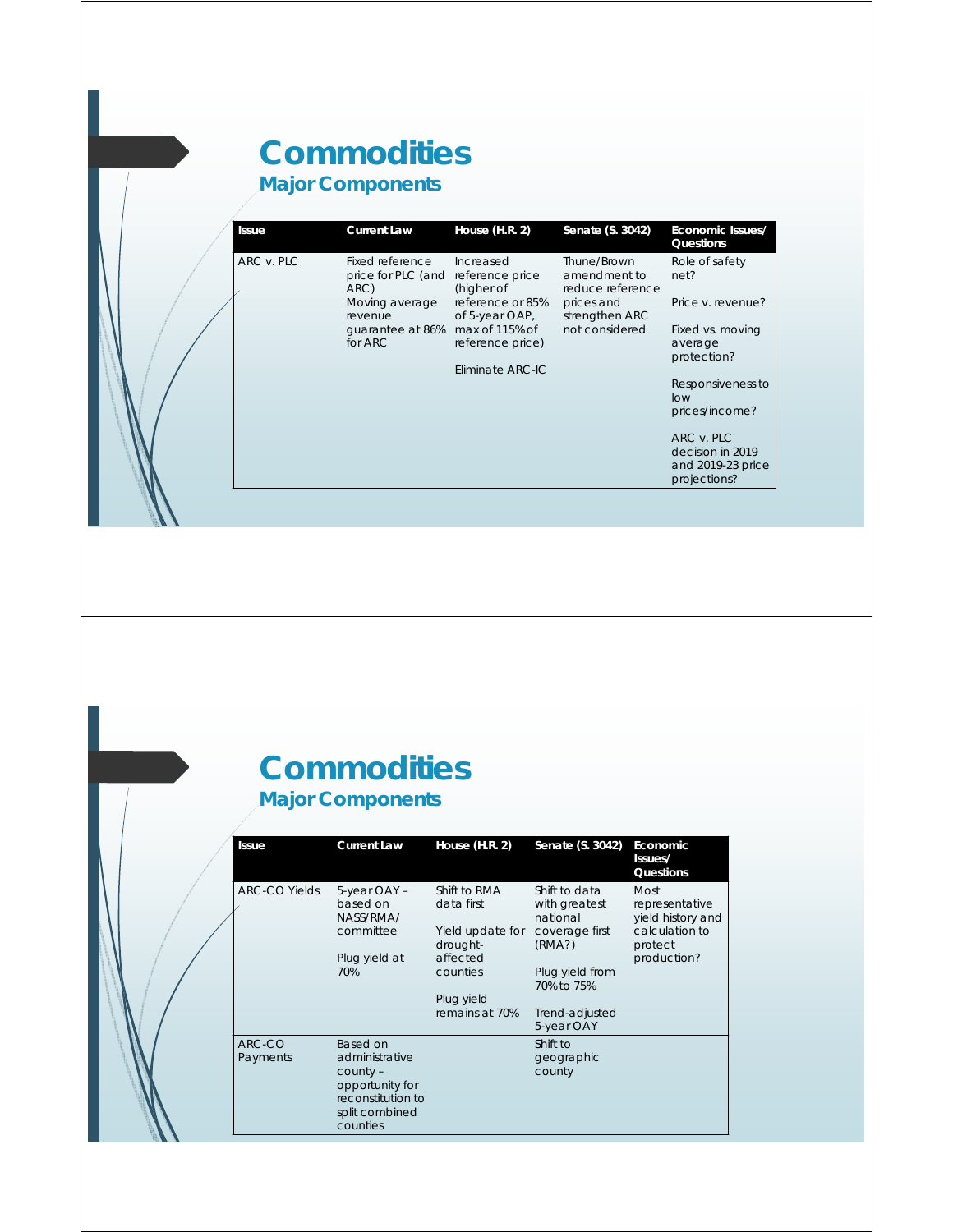# Commodities

## Major Components

| Issue | Current Law | House (H.R. 2) | Senate (S. 3042) | Economic Issues/ Questions |
|---|---|---|---|---|
| ARC v. PLC | Fixed reference price for PLC (and ARC)<br>Moving average revenue guarantee at 86% for ARC | Increased reference price (higher of reference or 85% of 5-year OAP, max of 115% of reference price)<br><br>Eliminate ARC-IC | Thune/Brown amendment to reduce reference prices and strengthen ARC not considered | Role of safety net?<br><br>Price v. revenue?<br><br>Fixed vs. moving average protection?<br><br>Responsiveness to low prices/income?<br><br>ARC v. PLC decision in 2019 and 2019-23 price projections? |

# Commodities

## Major Components

| Issue | Current Law | House (H.R. 2) | Senate (S. 3042) | Economic Issues/ Questions |
|---|---|---|---|---|
| ARC-CO Yields | 5-year OAY – based on NASS/RMA/ committee<br><br>Plug yield at 70% | Shift to RMA data first<br><br>Yield update for drought-affected counties<br><br>Plug yield remains at 70% | Shift to data with greatest national coverage first (RMA?)<br><br>Plug yield from 70% to 75%<br><br>Trend-adjusted 5-year OAY | Most representative yield history and calculation to protect production? |
| ARC-CO Payments | Based on administrative county – opportunity for reconstitution to split combined counties | | Shift to geographic county | |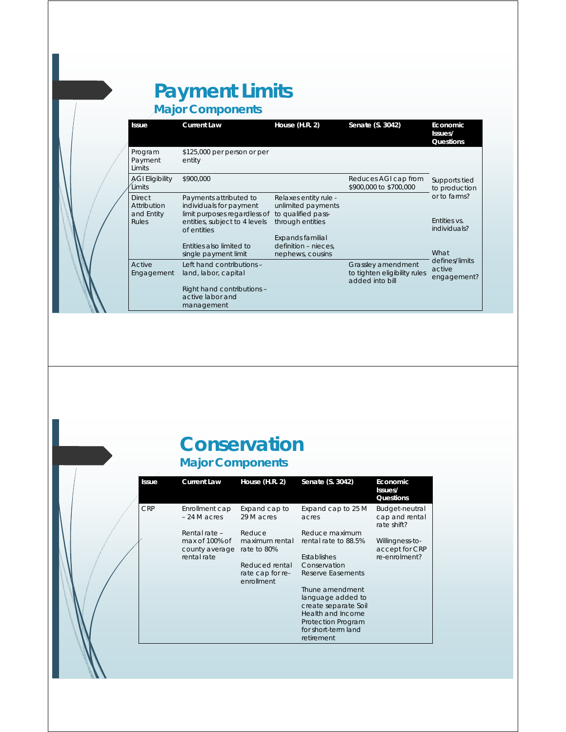# Payment Limits

## Major Components

| Issue | Current Law | House (H.R. 2) | Senate (S. 3042) | Economic Issues/ Questions |
|---|---|---|---|---|
| Program Payment Limits | $125,000 per person or per entity | | | |
| AGI Eligibility Limits | $900,000 | | Reduces AGI cap from $900,000 to $700,000 | Supports tied to production or to farms? |
| Direct Attribution and Entity Rules | Payments attributed to individuals for payment limit purposes regardless of entities, subject to 4 levels of entities<br><br>Entities also limited to single payment limit | Relaxes entity rule - unlimited payments to qualified pass-through entities<br><br>Expands familial definition – nieces, nephews, cousins | | Entities vs. individuals? |
| Active Engagement | Left hand contributions – land, labor, capital<br><br>Right hand contributions – active labor and management | | Grassley amendment to tighten eligibility rules added into bill | What defines/limits active engagement? |

# Conservation

## Major Components

| Issue | Current Law | House (H.R. 2) | Senate (S. 3042) | Economic Issues/ Questions |
|---|---|---|---|---|
| CRP | Enrollment cap – 24 M acres<br><br>Rental rate – max of 100% of county average rental rate | Expand cap to 29 M acres<br><br>Reduce maximum rental rate to 80%<br><br>Reduced rental rate cap for re-enrollment | Expand cap to 25 M acres<br><br>Reduce maximum rental rate to 88.5%<br><br>Establishes Conservation Reserve Easements<br><br>Thune amendment language added to create separate Soil Health and Income Protection Program for short-term land retirement | Budget-neutral cap and rental rate shift?<br><br>Willingness-to-accept for CRP re-enrolment? |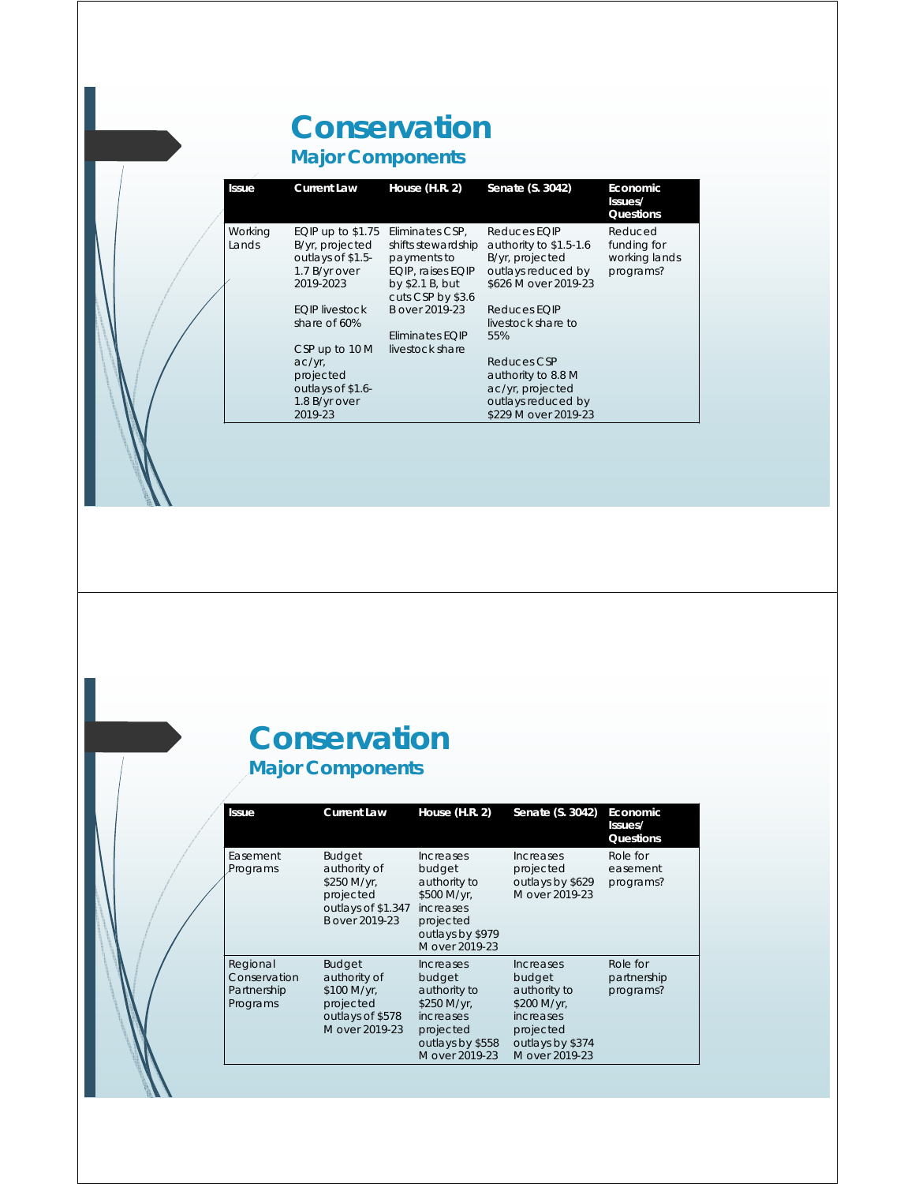# Conservation

## Major Components

| Issue | Current Law | House (H.R. 2) | Senate (S. 3042) | Economic Issues/ Questions |
|---|---|---|---|---|
| Working Lands | EQIP up to $1.75 B/yr, projected outlays of $1.5-1.7 B/yr over 2019-2023<br><br>EQIP livestock share of 60%<br><br>CSP up to 10 M ac/yr, projected outlays of $1.6-1.8 B/yr over 2019-23 | Eliminates CSP, shifts stewardship payments to EQIP, raises EQIP by $2.1 B, but cuts CSP by $3.6 B over 2019-23<br><br>Eliminates EQIP livestock share | Reduces EQIP authority to $1.5-1.6 B/yr, projected outlays reduced by $626 M over 2019-23<br><br>Reduces EQIP livestock share to 55%<br><br>Reduces CSP authority to 8.8 M ac/yr, projected outlays reduced by $229 M over 2019-23 | Reduced funding for working lands programs? |

# Conservation

## Major Components

| Issue | Current Law | House (H.R. 2) | Senate (S. 3042) | Economic Issues/ Questions |
|---|---|---|---|---|
| Easement Programs | Budget authority of $250 M/yr, projected outlays of $1.347 B over 2019-23 | Increases budget authority to $500 M/yr, increases projected outlays by $979 M over 2019-23 | Increases projected outlays by $629 M over 2019-23 | Role for easement programs? |
| Regional Conservation Partnership Programs | Budget authority of $100 M/yr, projected outlays of $578 M over 2019-23 | Increases budget authority to $250 M/yr, increases projected outlays by $558 M over 2019-23 | Increases budget authority to $200 M/yr, increases projected outlays by $374 M over 2019-23 | Role for partnership programs? |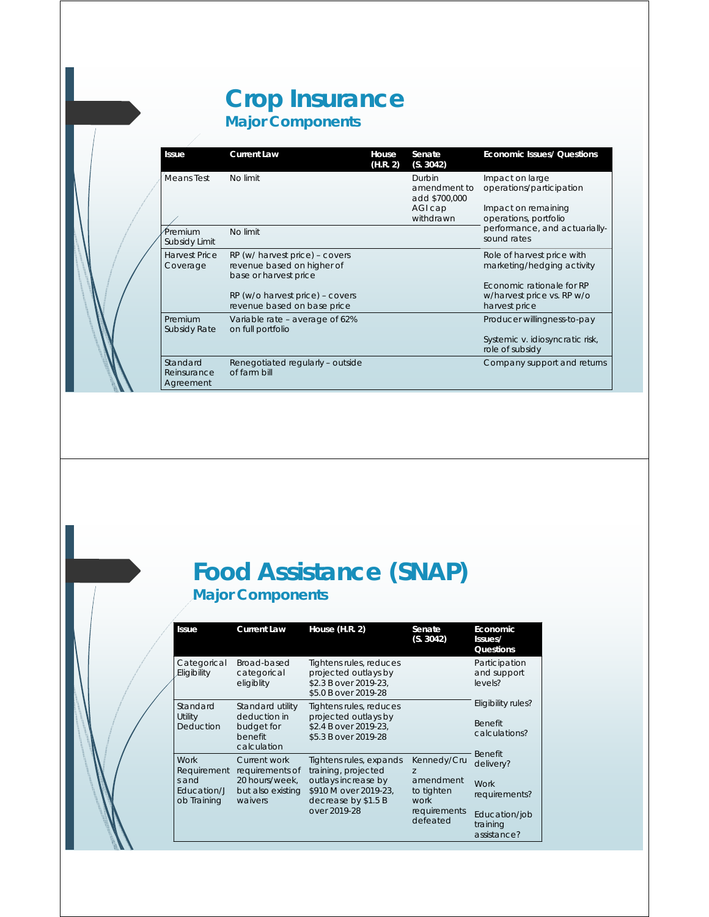# Crop Insurance

## Major Components

| Issue | Current Law | House (H.R. 2) | Senate (S. 3042) | Economic Issues/ Questions |
|---|---|---|---|---|
| Means Test | No limit | | Durbin amendment to add $700,000 AGI cap withdrawn | Impact on large operations/participation<br><br>Impact on remaining operations, portfolio performance, and actuarially-sound rates |
| Premium Subsidy Limit | No limit | | | |
| Harvest Price Coverage | RP (w/ harvest price) – covers revenue based on higher of base or harvest price<br><br>RP (w/o harvest price) – covers revenue based on base price | | | Role of harvest price with marketing/hedging activity<br><br>Economic rationale for RP w/harvest price vs. RP w/o harvest price |
| Premium Subsidy Rate | Variable rate – average of 62% on full portfolio | | | Producer willingness-to-pay<br><br>Systemic v. idiosyncratic risk, role of subsidy |
| Standard Reinsurance Agreement | Renegotiated regularly – outside of farm bill | | | Company support and returns |

# Food Assistance (SNAP)

## Major Components

| Issue | Current Law | House (H.R. 2) | Senate (S. 3042) | Economic Issues/ Questions |
|---|---|---|---|---|
| Categorical Eligibility | Broad-based categorical eligiblity | Tightens rules, reduces projected outlays by $2.3 B over 2019-23, $5.0 B over 2019-28 | | Participation and support levels?<br><br>Eligibility rules?<br><br>Benefit calculations?<br><br>Benefit delivery?<br><br>Work requirements?<br><br>Education/job training assistance? |
| Standard Utility Deduction | Standard utility deduction in budget for benefit calculation | Tightens rules, reduces projected outlays by $2.4 B over 2019-23, $5.3 B over 2019-28 | | |
| Work Requirements and Education/Job Training | Current work requirements of 20 hours/week, but also existing waivers | Tightens rules, expands training, projected outlays increase by $910 M over 2019-23, decrease by $1.5 B over 2019-28 | Kennedy/Cruz amendment to tighten work requirements defeated | |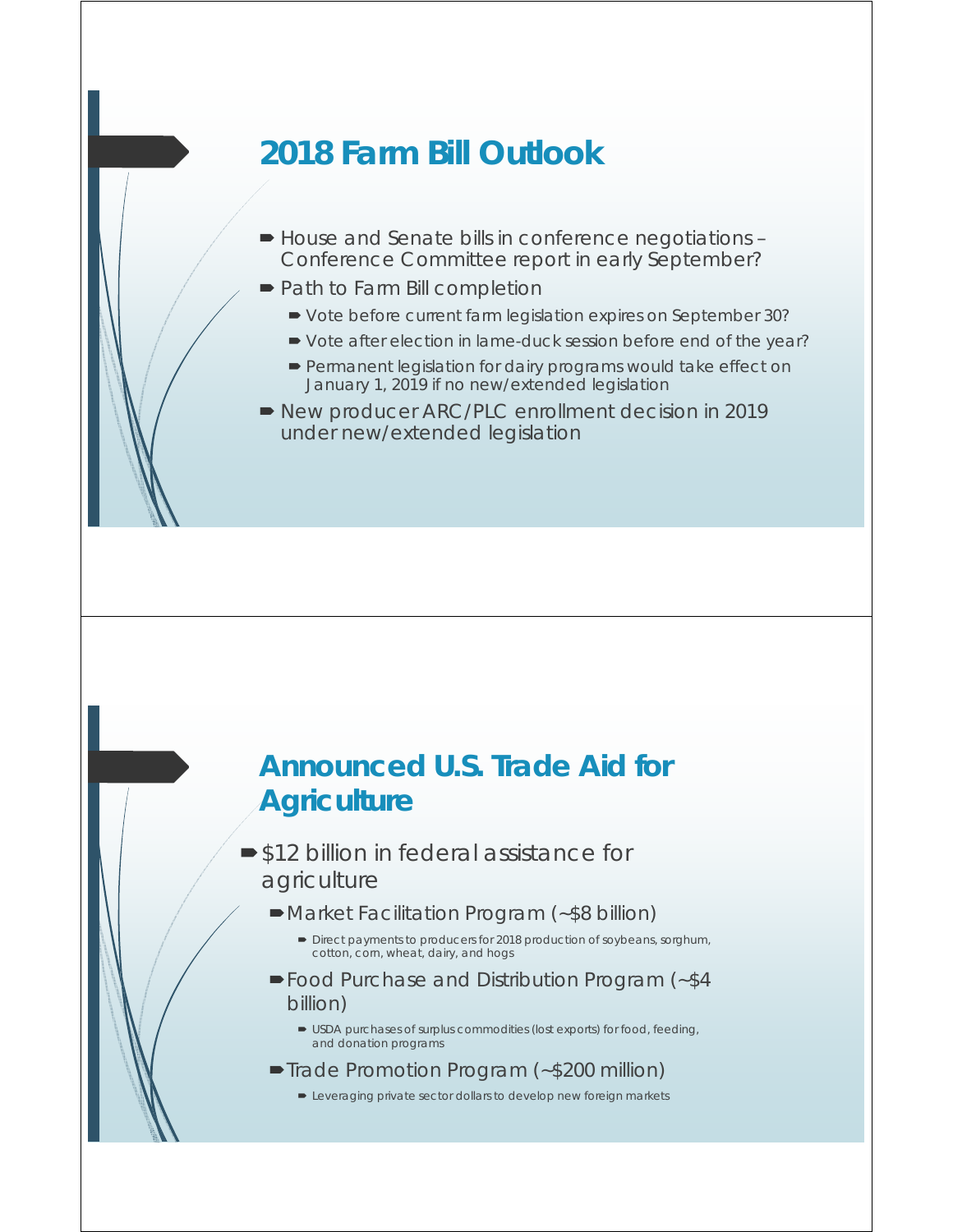## 2018 Farm Bill Outlook

- House and Senate bills in conference negotiations – Conference Committee report in early September?
- Path to Farm Bill completion
  - Vote before current farm legislation expires on September 30?
  - Vote after election in lame-duck session before end of the year?
  - Permanent legislation for dairy programs would take effect on January 1, 2019 if no new/extended legislation
- New producer ARC/PLC enrollment decision in 2019 under new/extended legislation

## Announced U.S. Trade Aid for Agriculture

- $12 billion in federal assistance for agriculture
  - Market Facilitation Program (~$8 billion)
    - Direct payments to producers for 2018 production of soybeans, sorghum, cotton, corn, wheat, dairy, and hogs
  - Food Purchase and Distribution Program (~$4 billion)
    - USDA purchases of surplus commodities (lost exports) for food, feeding, and donation programs
  - Trade Promotion Program (~$200 million)
    - Leveraging private sector dollars to develop new foreign markets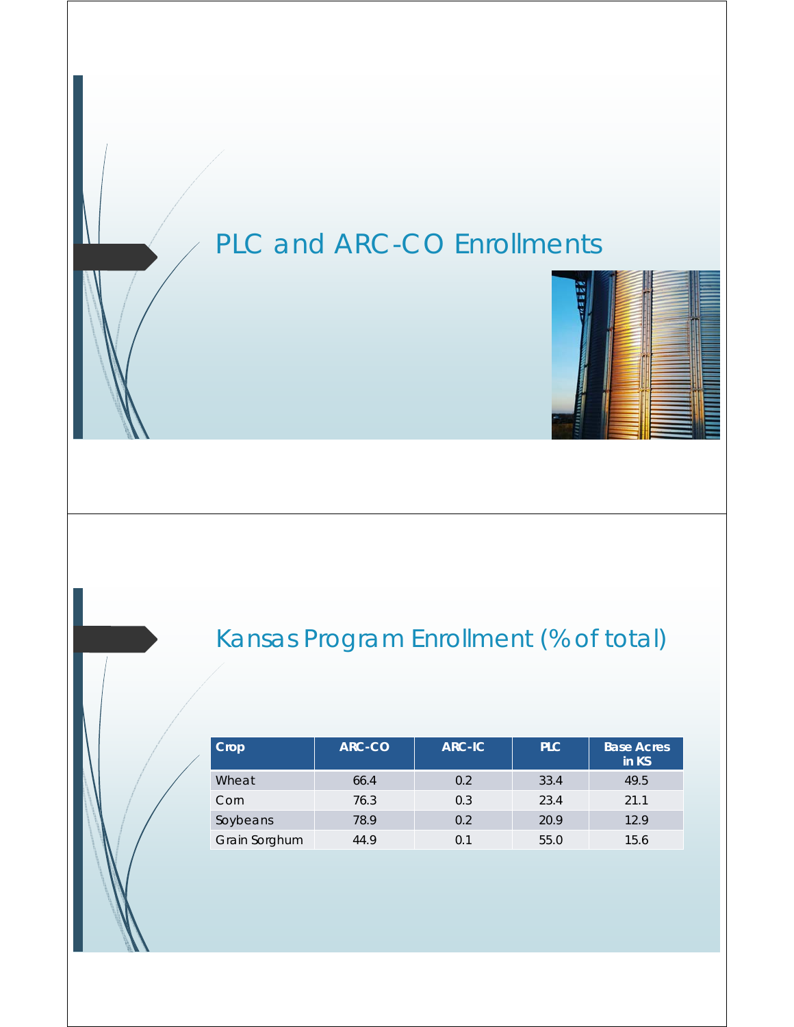# PLC and ARC-CO Enrollments

# Kansas Program Enrollment (% of total)

| Crop | ARC-CO | ARC-IC | PLC | Base Acres in KS |
|---|---|---|---|---|
| Wheat | 66.4 | 0.2 | 33.4 | 49.5 |
| Corn | 76.3 | 0.3 | 23.4 | 21.1 |
| Soybeans | 78.9 | 0.2 | 20.9 | 12.9 |
| Grain Sorghum | 44.9 | 0.1 | 55.0 | 15.6 |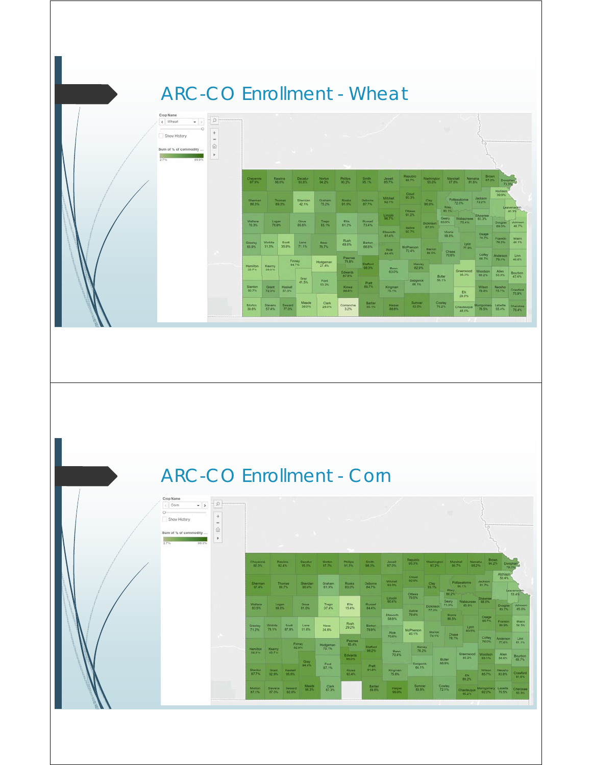# ARC-CO Enrollment - Wheat

Crop Name

Wheat

Show History

Sum of % of commodity ...

2.7% 99.9%

| County | % |
|---|---|
| Cheyenne | 97.9% |
| Rawlins | 96.6% |
| Decatur | 93.6% |
| Norton | 94.2% |
| Phillips | 90.2% |
| Smith | 95.1% |
| Jewell | 85.7% |
| Republic | 84.7% |
| Washington | 93.0% |
| Marshall | 87.8% |
| Nemaha | 81.6% |
| Brown | 87.3% |
| Doniphan | 71.5% |
| Sherman | 88.3% |
| Thomas | 89.3% |
| Sheridan | 42.1% |
| Graham | 75.2% |
| Rooks | 91.6% |
| Osborne | 87.7% |
| Mitchell | 92.1% |
| Cloud | 93.3% |
| Clay | 90.9% |
| Pottawatomie | 72.6% |
| Jackson | 72.2% |
| Atchison | 39.9% |
| Riley | 80.1% |
| Leavenworth | 40.3% |
| Wallace | 70.3% |
| Logan | 76.9% |
| Gove | 86.6% |
| Trego | 83.1% |
| Ellis | 61.2% |
| Russell | 73.4% |
| Lincoln | 96.7% |
| Ottawa | 91.2% |
| Dickinson | 87.3% |
| Geary | 63.5% |
| Wabaunsee | 75.4% |
| Shawnee | 63.3% |
| Douglas | 69.3% |
| Johnson | 48.7% |
| Saline | 90.7% |
| Ellsworth | 81.4% |
| Morris | 88.8% |
| Osage | 74.7% |
| Greeley | 65.9% |
| Wichita | 51.5% |
| Scott | 35.9% |
| Lane | 71.1% |
| Ness | 78.7% |
| Rush | 49.5% |
| Barton | 66.6% |
| Rice | 84.4% |
| McPherson | 72.4% |
| Marion | 86.0% |
| Chase | 70.6% |
| Lyon | 77.9% |
| Franklin | 76.3% |
| Miami | 44.1% |
| Coffey | 66.7% |
| Anderson | 79.1% |
| Linn | 46.6% |
| Hamilton | 20.7% |
| Kearny | 39.5% |
| Finney | 44.7% |
| Hodgeman | 27.4% |
| Pawnee | 79.8% |
| Stafford | 98.3% |
| Reno | 63.0% |
| Harvey | 82.9% |
| Butler | 56.1% |
| Greenwood | 55.3% |
| Woodson | 60.2% |
| Allen | 53.9% |
| Bourbon | 47.4% |
| Gray | 41.5% |
| Edwards | 87.8% |
| Ford | 53.2% |
| Pratt | 69.7% |
| Sedgwick | 66.1% |
| Stanton | 50.7% |
| Grant | 72.0% |
| Haskell | 57.3% |
| Kiowa | 96.9% |
| Kingman | 75.1% |
| Elk | 29.8% |
| Wilson | 79.8% |
| Neosho | 75.7% |
| Crawford | 75.9% |
| Morton | 39.6% |
| Stevens | 57.4% |
| Seward | 77.0% |
| Meade | 38.0% |
| Clark | 29.0% |
| Comanche | 3.2% |
| Barber | 95.1% |
| Harper | 88.8% |
| Sumner | 53.5% |
| Cowley | 76.2% |
| Chautauqua | 48.5% |
| Montgomery | 76.5% |
| Labette | 55.4% |
| Cherokee | 78.4% |

# ARC-CO Enrollment - Corn

Crop Name

Corn

Show History

Sum of % of commodity ...

2.7% 99.9%

| County | % |
|---|---|
| Cheyenne | 92.3% |
| Rawlins | 92.4% |
| Decatur | 95.5% |
| Norton | 97.7% |
| Phillips | 91.5% |
| Smith | 98.3% |
| Jewell | 87.0% |
| Republic | 95.2% |
| Washington | 97.2% |
| Marshall | 95.7% |
| Nemaha | 95.2% |
| Brown | 94.2% |
| Doniphan | 79.2% |
| Sherman | 97.4% |
| Thomas | 88.7% |
| Sheridan | 90.4% |
| Graham | 61.3% |
| Rooks | 83.0% |
| Osborne | 84.7% |
| Mitchell | 93.5% |
| Cloud | 92.9% |
| Clay | 93.1% |
| Pottawatomie | 90.1% |
| Jackson | 91.7% |
| Atchison | 50.4% |
| Riley | 86.2% |
| Leavenworth | 53.4% |
| Wallace | 82.5% |
| Logan | 89.0% |
| Gove | 81.0% |
| Trego | 37.4% |
| Ellis | 15.4% |
| Russell | 84.4% |
| Lincoln | 90.4% |
| Ottawa | 79.5% |
| Dickinson | 77.3% |
| Geary | 71.3% |
| Wabaunsee | 85.9% |
| Shawnee | 88.8% |
| Douglas | 83.7% |
| Johnson | 85.0% |
| Saline | 79.4% |
| Ellsworth | 58.8% |
| Morris | 86.5% |
| Osage | 86.7% |
| Greeley | 71.2% |
| Wichita | 78.1% |
| Scott | 67.9% |
| Lane | 51.6% |
| Ness | 24.6% |
| Rush | 29.2% |
| Barton | 79.8% |
| Rice | 70.6% |
| McPherson | 40.1% |
| Marion | 74.1% |
| Chase | 78.7% |
| Lyon | 83.5% |
| Franklin | 88.9% |
| Miami | 54.5% |
| Coffey | 78.0% |
| Anderson | 71.6% |
| Linn | 61.1% |
| Hamilton | 88.9% |
| Kearny | 85.7% |
| Finney | 92.9% |
| Hodgeman | 70.1% |
| Pawnee | 85.4% |
| Stafford | 96.2% |
| Reno | 70.4% |
| Harvey | 76.2% |
| Butler | 66.8% |
| Greenwood | 65.2% |
| Woodson | 69.1% |
| Allen | 58.6% |
| Bourbon | 68.7% |
| Gray | 94.4% |
| Edwards | 99.0% |
| Ford | 87.1% |
| Pratt | 91.6% |
| Sedgwick | 84.1% |
| Stanton | 87.7% |
| Grant | 92.9% |
| Haskell | 95.8% |
| Kiowa | 93.4% |
| Kingman | 75.6% |
| Elk | 89.2% |
| Wilson | 85.7% |
| Neosho | 83.8% |
| Crawford | 81.6% |
| Morton | 87.1% |
| Stevens | 87.0% |
| Seward | 92.6% |
| Meade | 98.3% |
| Clark | 67.3% |
| Barber | 89.6% |
| Harper | 99.9% |
| Sumner | 89.9% |
| Cowley | 72.1% |
| Chautauqua | 90.2% |
| Montgomery | 92.2% |
| Labette | 70.5% |
| Cherokee | 80.3% |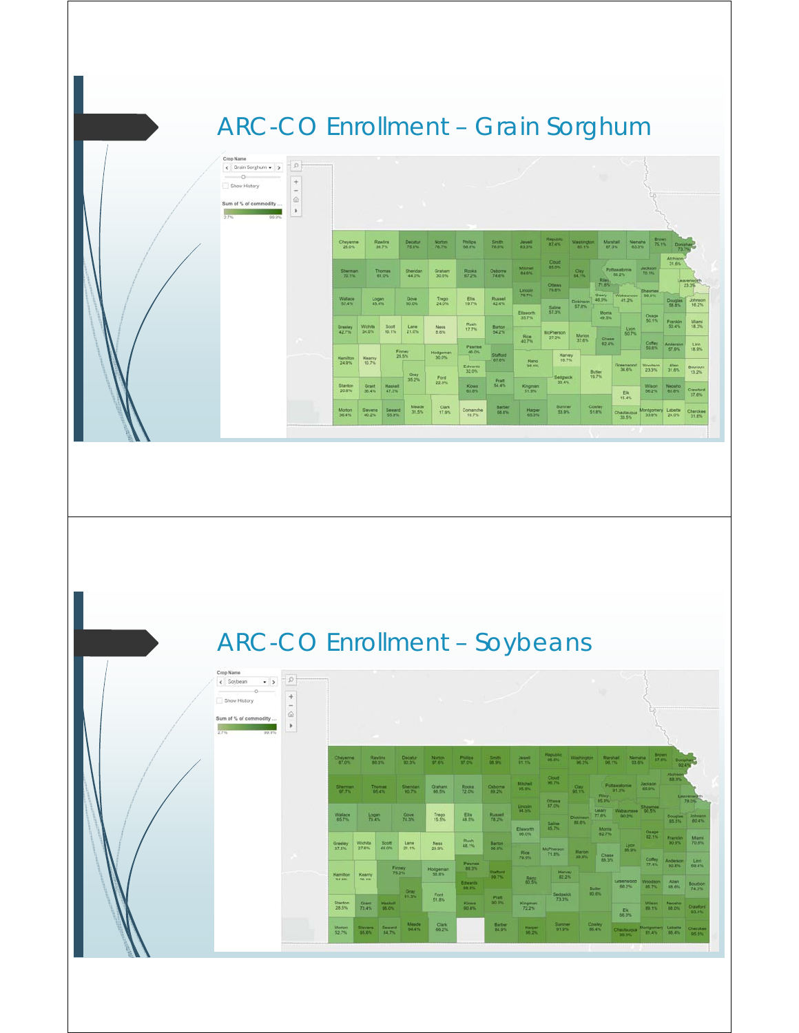# ARC-CO Enrollment – Grain Sorghum

Crop Name

Grain Sorghum

Show History

Sum of % of commodity ...

2.7% 99.9%

Cheyenne 25.0% | Rawlins 36.7% | Decatur 75.6% | Norton 76.7% | Phillips 56.6% | Smith 76.9% | Jewell 63.3% | Republic 87.4% | Washington 85.1% | Marshall 87.3% | Nemaha 63.3% | Brown 75.1% | Doniphan 73.7%

Sherman 70.1% | Thomas 61.0% | Sheridan 44.0% | Graham 30.0% | Rooks 67.2% | Osborne 74.6% | Mitchell 84.6% | Cloud 85.0% | Clay 84.1% | Riley 71.6% | Pottawatomie 56.2% | Jackson 70.1% | Atchison 31.6%

Wallace 57.4% | Logan 45.4% | Gove 30.0% | Trego 24.0% | Ellis 19.7% | Russell 42.4% | Lincoln 75.7% | Ottawa 75.6% | Saline 57.3% | Dickinson 57.8% | Geary 46.9% | Wabaunsee 41.2% | Shawnee 56.3% | Jefferson | Leavenworth 23.3% | Douglas 58.8% | Johnson 16.2%

Greeley 42.7% | Wichita 34.0% | Scott 19.1% | Lane 21.0% | Ness 8.8% | Rush 17.7% | Barton 54.2% | Ellsworth 35.7% | Rice 40.7% | McPherson 27.2% | Marion 37.6% | Morris 49.5% | Chase 62.4% | Lyon 50.7% | Osage 50.1% | Franklin 50.4% | Miami 18.3%

Hamilton 24.9% | Kearny 10.7% | Finney 25.5% | Hodgeman 30.0% | Pawnee 46.0% | Stafford 67.6% | Reno 36.4% | Harvey 16.7% | Coffey 59.6% | Anderson 57.9% | Linn 18.9%

Stanton 20.8% | Grant 38.4% | Haskell 47.2% | Gray 35.2% | Ford 22.3% | Edwards 32.0% | Kiowa 63.8% | Pratt 54.4% | Kingman 51.9% | Sedgwick 33.4% | Butler 19.7% | Greenwood 34.6% | Woodson 23.3% | Allen 31.6% | Bourbon 13.2%

Morton 36.4% | Stevens 40.2% | Seward 50.9% | Meade 31.5% | Clark 17.9% | Comanche 19.7% | Barber 58.6% | Harper 60.3% | Sumner 53.9% | Cowley 51.6% | Elk 15.4% | Chautauqua 33.5% | Wilson 56.2% | Neosho 60.6% | Crawford 37.6% | Montgomery 33.6% | Labette 24.0% | Cherokee 31.6%

# ARC-CO Enrollment – Soybeans

Crop Name

Soybean

Show History

Sum of % of commodity ...

2.7% 99.9%

Cheyenne 87.0% | Rawlins 86.3% | Decatur 93.3% | Norton 97.6% | Phillips 97.0% | Smith 98.9% | Jewell 91.1% | Republic 96.6% | Washington 96.3% | Marshall 96.1% | Nemaha 93.8% | Brown 97.4% | Doniphan 92.4%

Sherman 97.7% | Thomas 95.4% | Sheridan 90.7% | Graham 86.5% | Rooks 72.0% | Osborne 89.2% | Mitchell 95.9% | Cloud 96.7% | Clay 95.1% | Riley 85.9% | Pottawatomie 91.3% | Jackson 93.9% | Atchison 88.9% | Leavenworth 78.9%

Wallace 65.7% | Logan 73.4% | Gove 74.3% | Trego 15.5% | Ellis 48.5% | Russell 78.2% | Lincoln 94.3% | Ottawa 97.0% | Saline 85.7% | Dickinson 88.6% | Geary 77.6% | Wabaunsee 90.2% | Shawnee 96.5% | Douglas 85.3% | Johnson 80.4%

Greeley 37.5% | Wichita 27.6% | Scott 49.0% | Lane 21.1% | Ness 29.9% | Rush 48.1% | Barton 86.9% | Ellsworth 90.0% | Rice 78.6% | McPherson 71.8% | Marion 89.9% | Morris 82.7% | Chase 69.3% | Lyon 86.9% | Osage 82.1% | Franklin 90.9% | Miami 70.6%

Hamilton | Kearny | Finney 78.2% | Hodgeman 58.8% | Pawnee 88.3% | Stafford 99.7% | Reno 80.5% | Harvey 82.2% | Coffey 77.4% | Anderson 90.8% | Linn 69.4%

Stanton 28.5% | Grant 73.4% | Haskell 86.0% | Gray 91.3% | Ford 51.8% | Edwards 96.9% | Kiowa 90.4% | Pratt 90.3% | Kingman 72.2% | Sedgwick 73.3% | Butler 80.6% | Greenwood 66.2% | Woodson 85.7% | Allen 85.6% | Bourbon 74.3%

Morton 52.7% | Stevens 93.8% | Seward 84.7% | Meade 94.4% | Clark 66.2% | Barber 84.9% | Harper 96.2% | Sumner 91.9% | Cowley 85.4% | Elk 56.9% | Chautauqua 96.9% | Wilson 89.1% | Neosho 88.0% | Crawford 93.1% | Montgomery 91.4% | Labette 85.4% | Cherokee 95.1%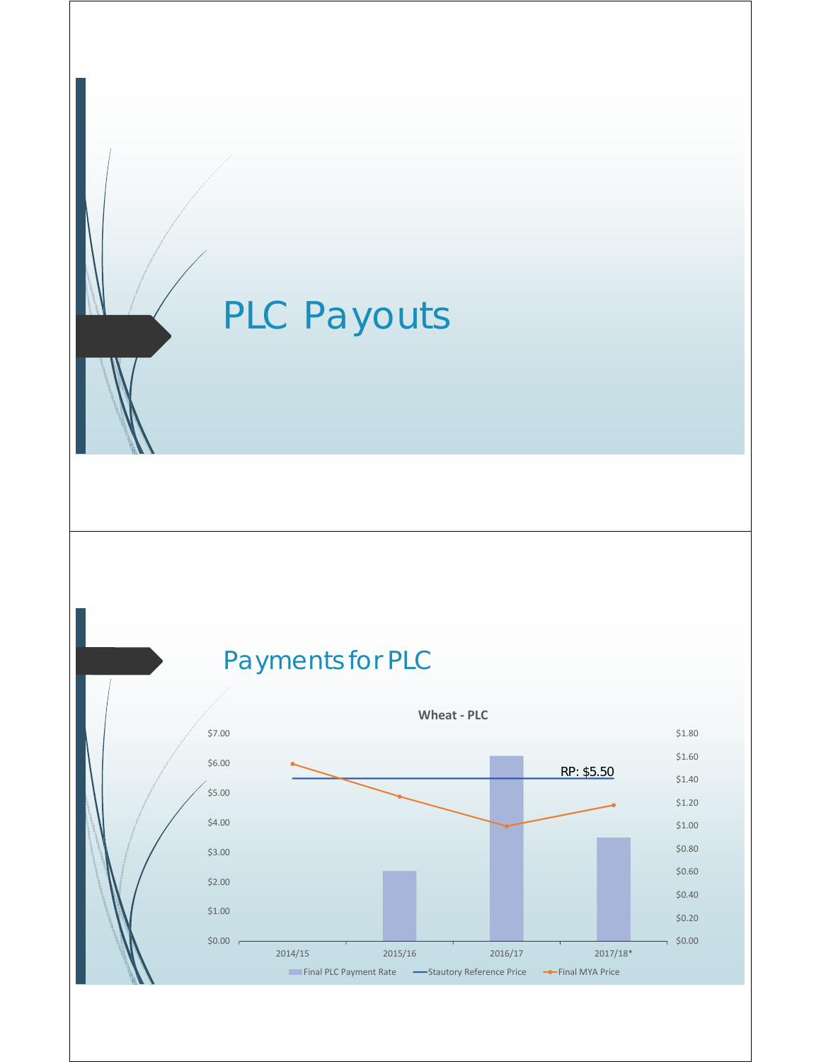# PLC Payouts

## Payments for PLC

**Wheat - PLC**

| | Final PLC Payment Rate | Stautory Reference Price | Final MYA Price |
|---|---|---|---|
| 2014/15 | | $5.50 | ~$6.00 |
| 2015/16 | ~$0.60 | $5.50 | ~$4.90 |
| 2016/17 | ~$1.61 | $5.50 | ~$3.90 |
| 2017/18* | ~$0.90 | $5.50 | ~$4.60 |

RP: $5.50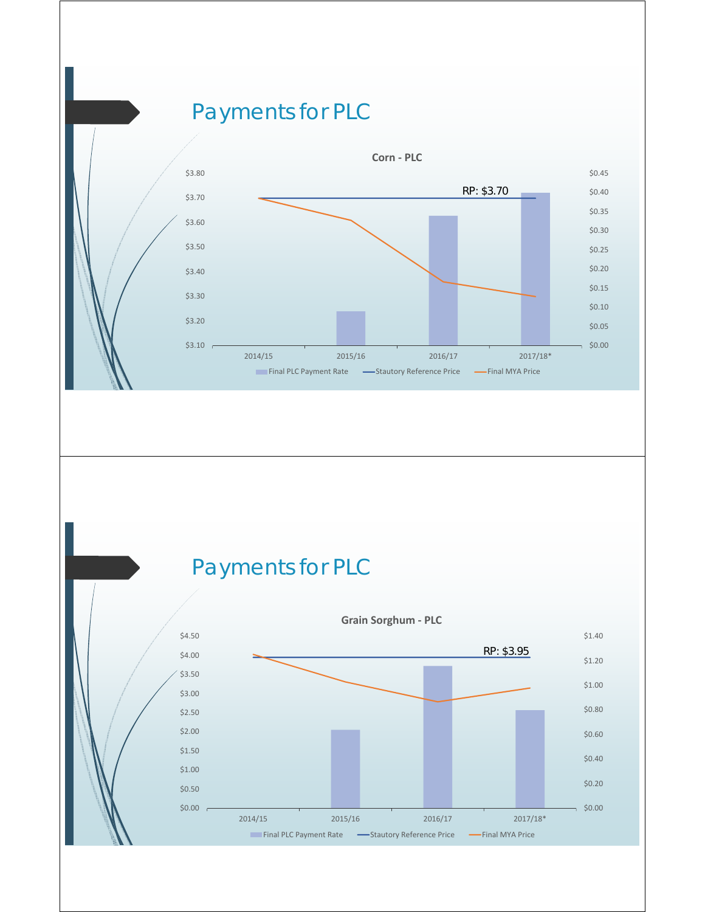## Payments for PLC

**Corn - PLC**

RP: $3.70

$3.80, $3.70, $3.60, $3.50, $3.40, $3.30, $3.20, $3.10

$0.45, $0.40, $0.35, $0.30, $0.25, $0.20, $0.15, $0.10, $0.05, $0.00

2014/15, 2015/16, 2016/17, 2017/18*

Final PLC Payment Rate — Stautory Reference Price — Final MYA Price

## Payments for PLC

**Grain Sorghum - PLC**

RP: $3.95

$4.50, $4.00, $3.50, $3.00, $2.50, $2.00, $1.50, $1.00, $0.50, $0.00

$1.40, $1.20, $1.00, $0.80, $0.60, $0.40, $0.20, $0.00

2014/15, 2015/16, 2016/17, 2017/18*

Final PLC Payment Rate — Stautory Reference Price — Final MYA Price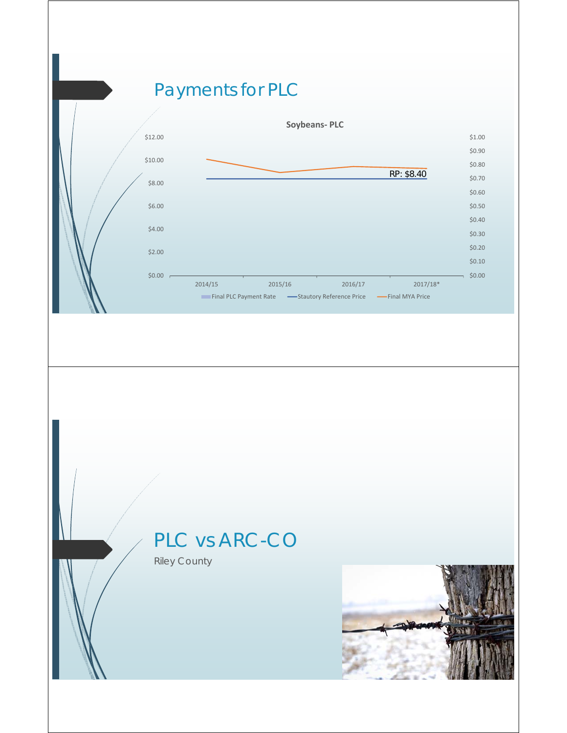# Payments for PLC

**Soybeans- PLC**

| | 2014/15 | 2015/16 | 2016/17 | 2017/18* |
|---|---|---|---|---|
| Stautory Reference Price | $8.40 | $8.40 | $8.40 | $8.40 |

RP: $8.40

Left axis: $0.00 – $12.00; Right axis: $0.00 – $1.00

Legend: Final PLC Payment Rate, Stautory Reference Price, Final MYA Price

# PLC vs ARC-CO

Riley County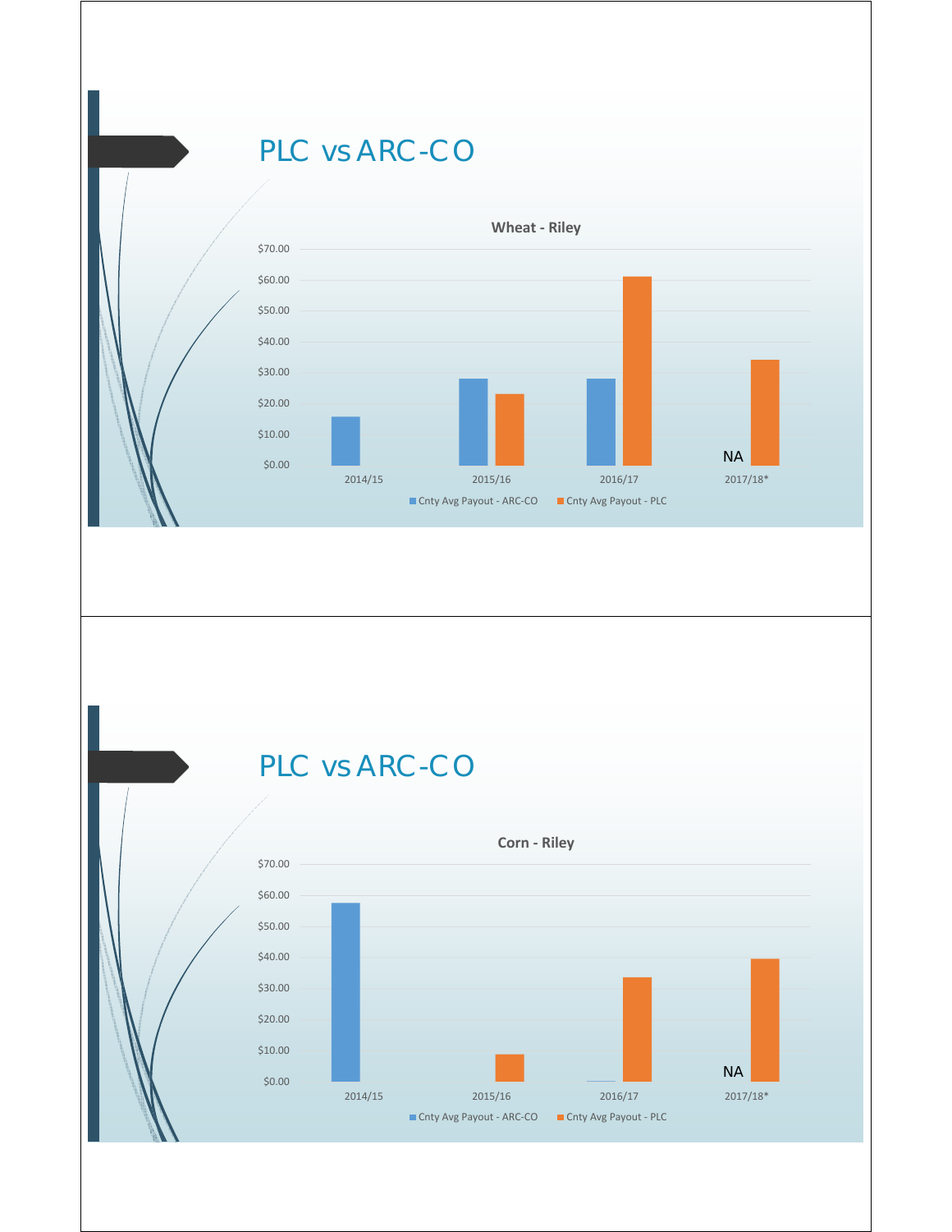# PLC vs ARC-CO

**Wheat - Riley**

| | Cnty Avg Payout - ARC-CO | Cnty Avg Payout - PLC |
|---|---|---|
| 2014/15 | ~$16 | |
| 2015/16 | ~$28 | ~$23 |
| 2016/17 | ~$28 | ~$61 |
| 2017/18* | NA | ~$34 |

# PLC vs ARC-CO

**Corn - Riley**

| | Cnty Avg Payout - ARC-CO | Cnty Avg Payout - PLC |
|---|---|---|
| 2014/15 | ~$57 | |
| 2015/16 | | ~$9 |
| 2016/17 | ~$0 | ~$34 |
| 2017/18* | NA | ~$40 |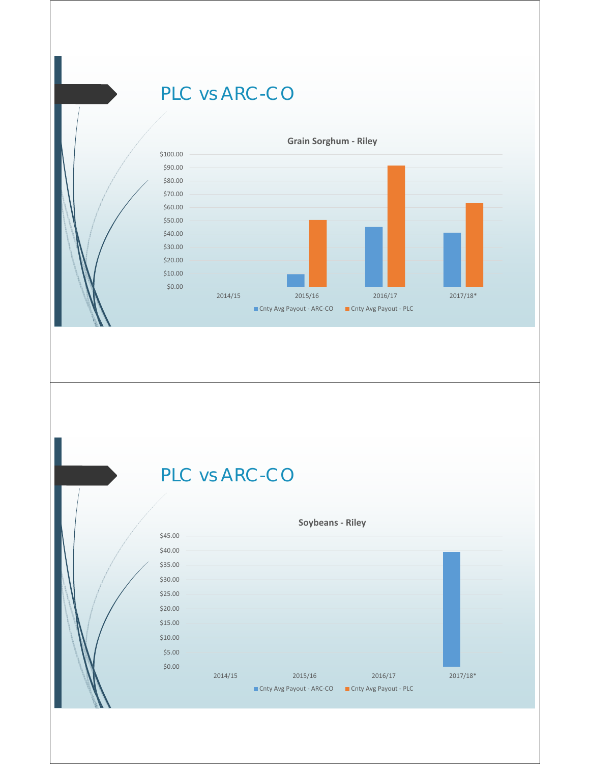# PLC vs ARC-CO

**Grain Sorghum - Riley**

| | Cnty Avg Payout - ARC-CO | Cnty Avg Payout - PLC |
|---|---|---|
| 2014/15 | | |
| 2015/16 | ~$9.50 | ~$50.50 |
| 2016/17 | ~$45.00 | ~$91.50 |
| 2017/18* | ~$41.00 | ~$63.00 |

# PLC vs ARC-CO

**Soybeans - Riley**

| | Cnty Avg Payout - ARC-CO | Cnty Avg Payout - PLC |
|---|---|---|
| 2014/15 | | |
| 2015/16 | | |
| 2016/17 | | |
| 2017/18* | ~$39.50 | |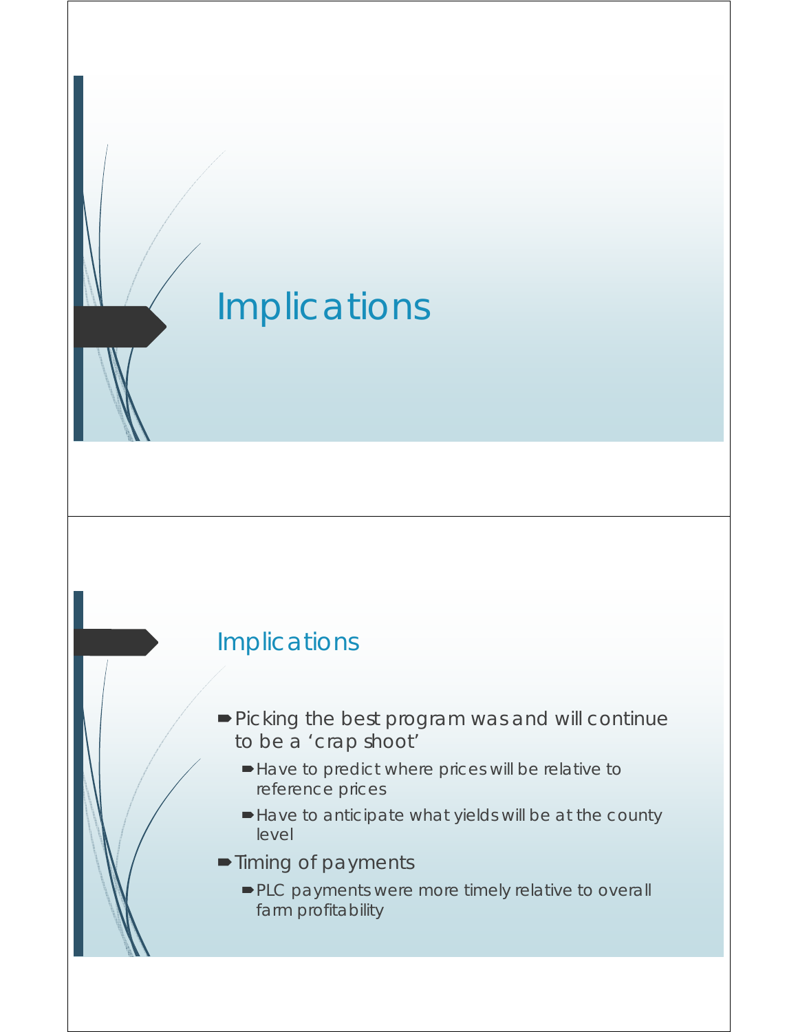# Implications

## Implications

- Picking the best program was and will continue to be a 'crap shoot'
  - Have to predict where prices will be relative to reference prices
  - Have to anticipate what yields will be at the county level
- Timing of payments
  - PLC payments were more timely relative to overall farm profitability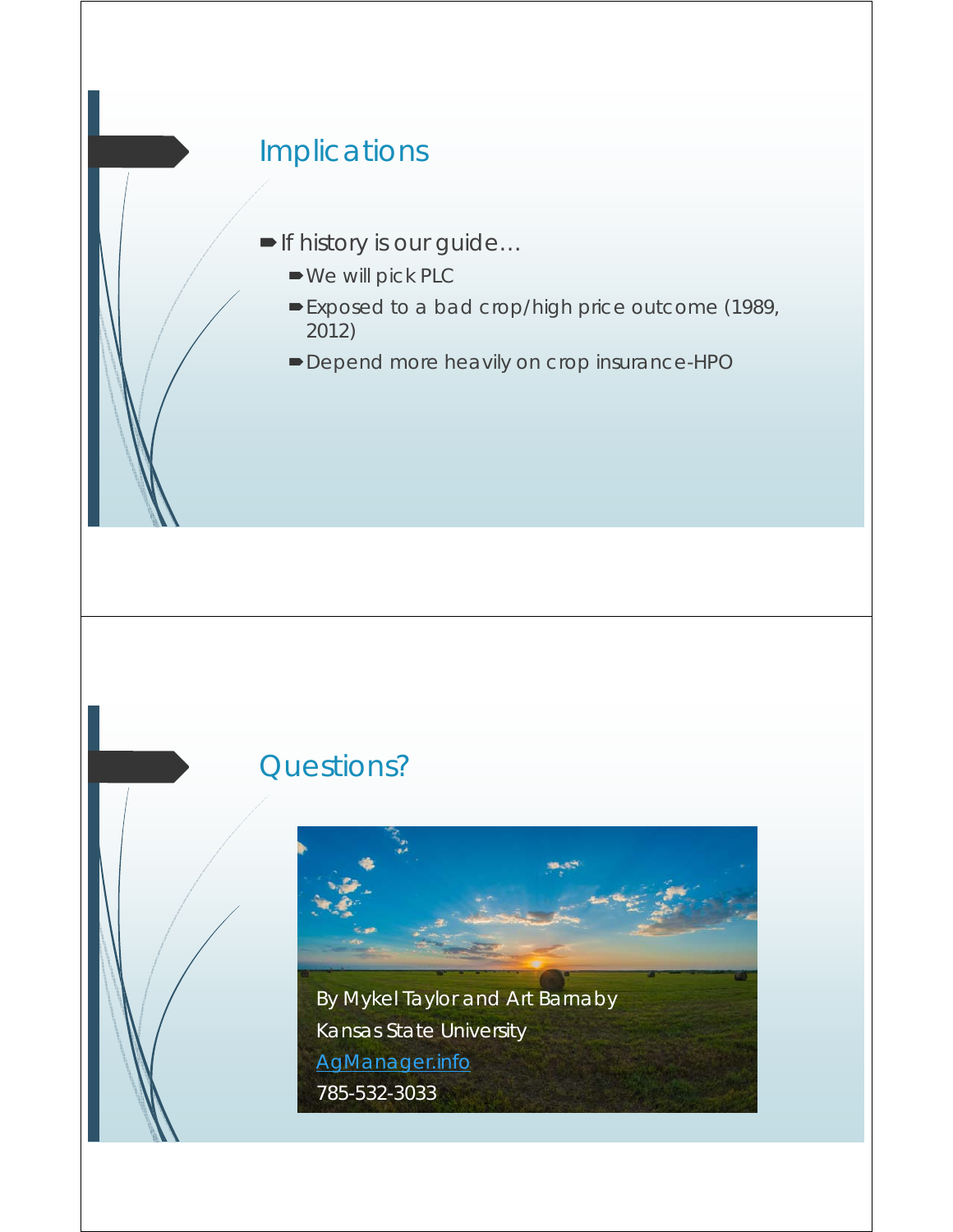## Implications

- If history is our guide…
  - We will pick PLC
  - Exposed to a bad crop/high price outcome (1989, 2012)
  - Depend more heavily on crop insurance-HPO

## Questions?

By Mykel Taylor and Art Barnaby

Kansas State University

AgManager.info

785-532-3033